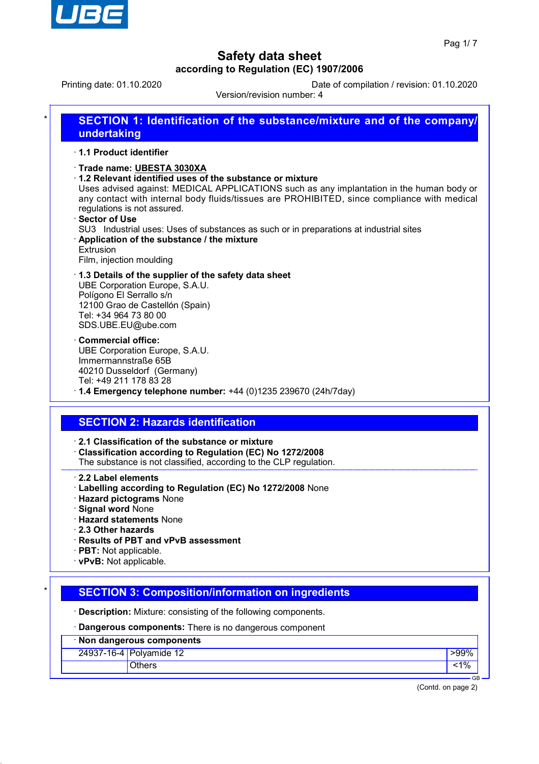# Safety data sheet

**according to Regulation (EC) 1907/2006**

Printing date: 01.10.2020

Date of compilation / revision: 01.10.2020

Version/revision number: 4

## SECTION 1: Identification of the substance/mixture and of the company/undertaking

· **1.1 Product identifier**

· **Trade name: UBESTA 3030XA**

· **1.2 Relevant identified uses of the substance or mixture**

Uses advised against: MEDICAL APPLICATIONS such as any implantation in the human body or any contact with internal body fluids/tissues are PROHIBITED, since compliance with medical regulations is not assured.

· **Sector of Use**

SU3 Industrial uses: Uses of substances as such or in preparations at industrial sites

· **Application of the substance / the mixture**

Extrusion

Film, injection moulding

· **1.3 Details of the supplier of the safety data sheet**

UBE Corporation Europe, S.A.U.
Polígono El Serrallo s/n
12100 Grao de Castellón (Spain)
Tel: +34 964 73 80 00
SDS.UBE.EU@ube.com

· **Commercial office:**

UBE Corporation Europe, S.A.U.
Immermannstraße 65B
40210 Dusseldorf (Germany)
Tel: +49 211 178 83 28

· **1.4 Emergency telephone number:** +44 (0)1235 239670 (24h/7day)

## SECTION 2: Hazards identification

· **2.1 Classification of the substance or mixture**

· **Classification according to Regulation (EC) No 1272/2008**

The substance is not classified, according to the CLP regulation.

· **2.2 Label elements**

· **Labelling according to Regulation (EC) No 1272/2008** None

· **Hazard pictograms** None

· **Signal word** None

· **Hazard statements** None

· **2.3 Other hazards**

· **Results of PBT and vPvB assessment**

· **PBT:** Not applicable.

· **vPvB:** Not applicable.

## SECTION 3: Composition/information on ingredients

· **Description:** Mixture: consisting of the following components.

· **Dangerous components:** There is no dangerous component

| · Non dangerous components | | |
|---|---|---|
| 24937-16-4 | Polyamide 12 | >99% |
| | Others | <1% |

(Contd. on page 2)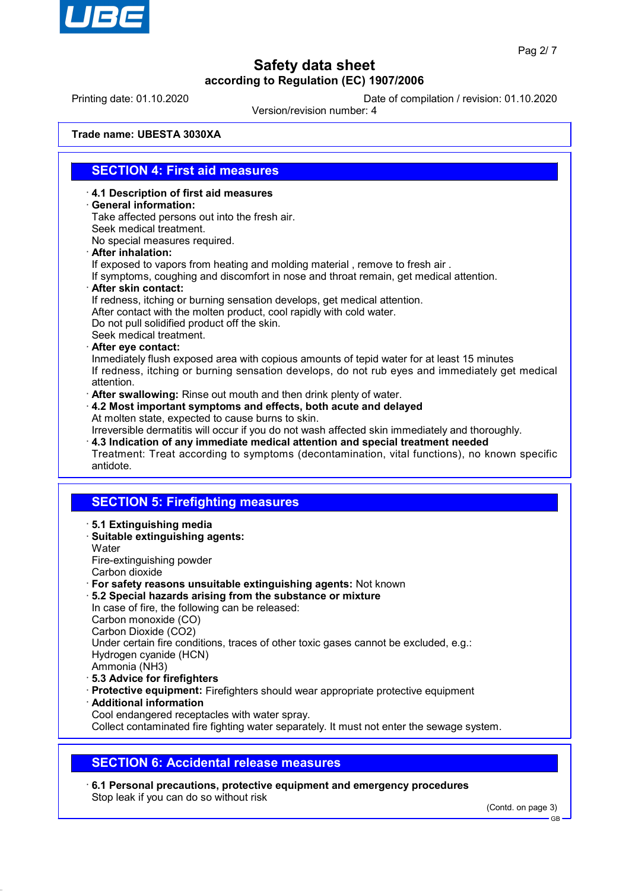**Trade name: UBESTA 3030XA**

## SECTION 4: First aid measures

· **4.1 Description of first aid measures**
· **General information:**
Take affected persons out into the fresh air.
Seek medical treatment.
No special measures required.
· **After inhalation:**
If exposed to vapors from heating and molding material , remove to fresh air .
If symptoms, coughing and discomfort in nose and throat remain, get medical attention.
· **After skin contact:**
If redness, itching or burning sensation develops, get medical attention.
After contact with the molten product, cool rapidly with cold water.
Do not pull solidified product off the skin.
Seek medical treatment.
· **After eye contact:**
Inmediately flush exposed area with copious amounts of tepid water for at least 15 minutes
If redness, itching or burning sensation develops, do not rub eyes and immediately get medical attention.
· **After swallowing:** Rinse out mouth and then drink plenty of water.
· **4.2 Most important symptoms and effects, both acute and delayed**
At molten state, expected to cause burns to skin.
Irreversible dermatitis will occur if you do not wash affected skin immediately and thoroughly.
· **4.3 Indication of any immediate medical attention and special treatment needed**
Treatment: Treat according to symptoms (decontamination, vital functions), no known specific antidote.

## SECTION 5: Firefighting measures

· **5.1 Extinguishing media**
· **Suitable extinguishing agents:**
Water
Fire-extinguishing powder
Carbon dioxide
· **For safety reasons unsuitable extinguishing agents:** Not known
· **5.2 Special hazards arising from the substance or mixture**
In case of fire, the following can be released:
Carbon monoxide (CO)
Carbon Dioxide ($CO_2$)
Under certain fire conditions, traces of other toxic gases cannot be excluded, e.g.:
Hydrogen cyanide (HCN)
Ammonia ($NH_3$)
· **5.3 Advice for firefighters**
· **Protective equipment:** Firefighters should wear appropriate protective equipment
· **Additional information**
Cool endangered receptacles with water spray.
Collect contaminated fire fighting water separately. It must not enter the sewage system.

## SECTION 6: Accidental release measures

· **6.1 Personal precautions, protective equipment and emergency procedures**
Stop leak if you can do so without risk

(Contd. on page 3)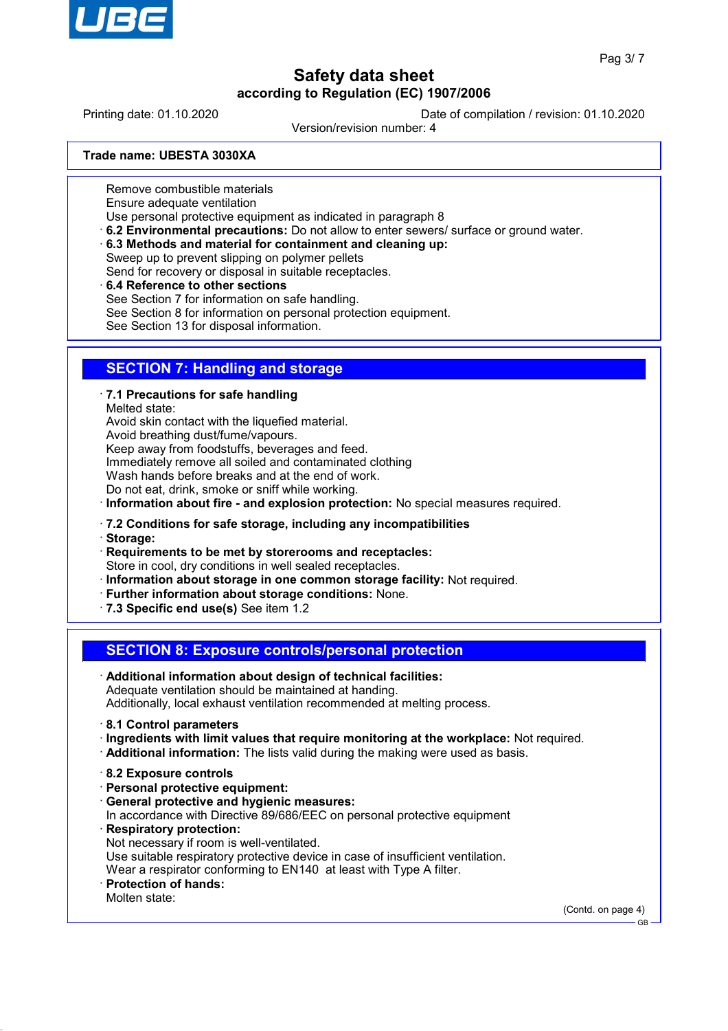**Trade name: UBESTA 3030XA**

Remove combustible materials
Ensure adequate ventilation
Use personal protective equipment as indicated in paragraph 8

· **6.2 Environmental precautions:** Do not allow to enter sewers/ surface or ground water.
· **6.3 Methods and material for containment and cleaning up:**
Sweep up to prevent slipping on polymer pellets
Send for recovery or disposal in suitable receptacles.
· **6.4 Reference to other sections**
See Section 7 for information on safe handling.
See Section 8 for information on personal protection equipment.
See Section 13 for disposal information.

## SECTION 7: Handling and storage

· **7.1 Precautions for safe handling**
Melted state:
Avoid skin contact with the liquefied material.
Avoid breathing dust/fume/vapours.
Keep away from foodstuffs, beverages and feed.
Immediately remove all soiled and contaminated clothing
Wash hands before breaks and at the end of work.
Do not eat, drink, smoke or sniff while working.
· **Information about fire - and explosion protection:** No special measures required.

· **7.2 Conditions for safe storage, including any incompatibilities**
· **Storage:**
· **Requirements to be met by storerooms and receptacles:**
Store in cool, dry conditions in well sealed receptacles.
· **Information about storage in one common storage facility:** Not required.
· **Further information about storage conditions:** None.
· **7.3 Specific end use(s)** See item 1.2

## SECTION 8: Exposure controls/personal protection

· **Additional information about design of technical facilities:**
Adequate ventilation should be maintained at handing.
Additionally, local exhaust ventilation recommended at melting process.

· **8.1 Control parameters**
· **Ingredients with limit values that require monitoring at the workplace:** Not required.
· **Additional information:** The lists valid during the making were used as basis.

· **8.2 Exposure controls**
· **Personal protective equipment:**
· **General protective and hygienic measures:**
In accordance with Directive 89/686/EEC on personal protective equipment
· **Respiratory protection:**
Not necessary if room is well-ventilated.
Use suitable respiratory protective device in case of insufficient ventilation.
Wear a respirator conforming to EN140 at least with Type A filter.
· **Protection of hands:**
Molten state:

(Contd. on page 4)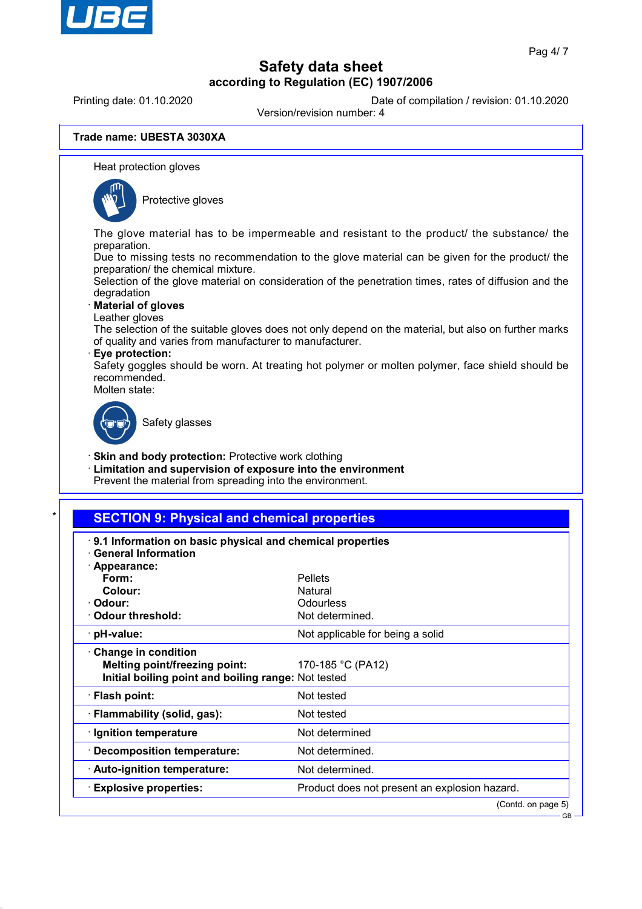Trade name: **UBESTA 3030XA**

Heat protection gloves

Protective gloves

The glove material has to be impermeable and resistant to the product/ the substance/ the preparation.
Due to missing tests no recommendation to the glove material can be given for the product/ the preparation/ the chemical mixture.
Selection of the glove material on consideration of the penetration times, rates of diffusion and the degradation

· **Material of gloves**
Leather gloves
The selection of the suitable gloves does not only depend on the material, but also on further marks of quality and varies from manufacturer to manufacturer.

· **Eye protection:**
Safety goggles should be worn. At treating hot polymer or molten polymer, face shield should be recommended.
Molten state:

Safety glasses

· **Skin and body protection:** Protective work clothing

· **Limitation and supervision of exposure into the environment**
Prevent the material from spreading into the environment.

## SECTION 9: Physical and chemical properties

· **9.1 Information on basic physical and chemical properties**

· **General Information**

| | |
|---|---|
| · **Appearance:** | |
| **Form:** | Pellets |
| **Colour:** | Natural |
| · **Odour:** | Odourless |
| · **Odour threshold:** | Not determined. |
| · **pH-value:** | Not applicable for being a solid |
| · **Change in condition** | |
| **Melting point/freezing point:** | 170-185 °C (PA12) |
| **Initial boiling point and boiling range:** | Not tested |
| · **Flash point:** | Not tested |
| · **Flammability (solid, gas):** | Not tested |
| · **Ignition temperature** | Not determined |
| · **Decomposition temperature:** | Not determined. |
| · **Auto-ignition temperature:** | Not determined. |
| · **Explosive properties:** | Product does not present an explosion hazard. |

(Contd. on page 5)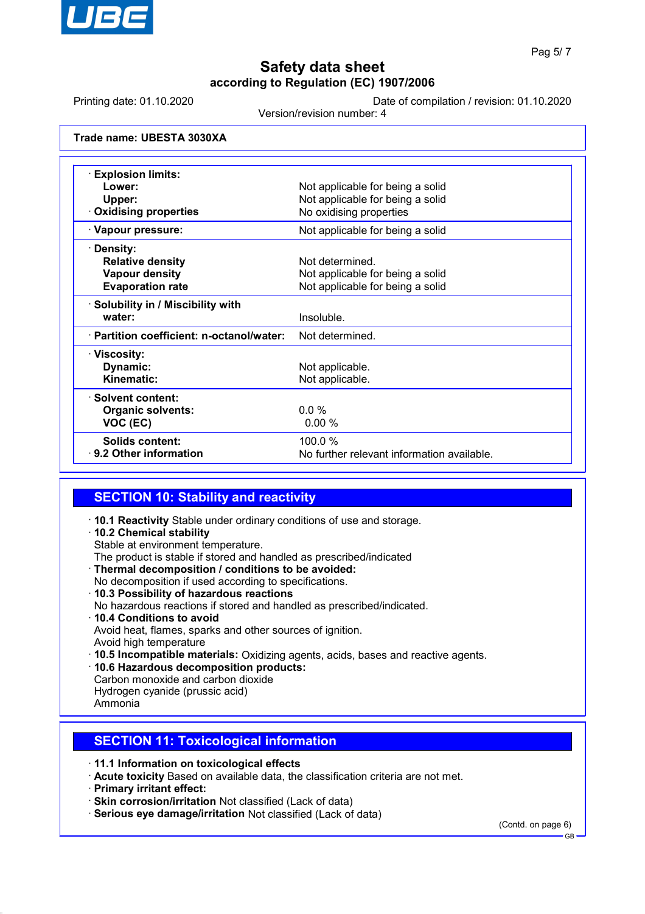# Safety data sheet

**according to Regulation (EC) 1907/2006**

Printing date: 01.10.2020 — Date of compilation / revision: 01.10.2020

Version/revision number: 4

**Trade name: UBESTA 3030XA**

| Property | Value |
|---|---|
| · **Explosion limits:** | |
| **Lower:** | Not applicable for being a solid |
| **Upper:** | Not applicable for being a solid |
| · **Oxidising properties** | No oxidising properties |
| · **Vapour pressure:** | Not applicable for being a solid |
| · **Density:** | |
| **Relative density** | Not determined. |
| **Vapour density** | Not applicable for being a solid |
| **Evaporation rate** | Not applicable for being a solid |
| · **Solubility in / Miscibility with water:** | Insoluble. |
| · **Partition coefficient: n-octanol/water:** | Not determined. |
| · **Viscosity:** | |
| **Dynamic:** | Not applicable. |
| **Kinematic:** | Not applicable. |
| · **Solvent content:** | |
| **Organic solvents:** | 0.0 % |
| **VOC (EC)** | 0.00 % |
| **Solids content:** | 100.0 % |
| · **9.2 Other information** | No further relevant information available. |

## SECTION 10: Stability and reactivity

- **10.1 Reactivity** Stable under ordinary conditions of use and storage.
- **10.2 Chemical stability**
  Stable at environment temperature.
  The product is stable if stored and handled as prescribed/indicated
- **Thermal decomposition / conditions to be avoided:**
  No decomposition if used according to specifications.
- **10.3 Possibility of hazardous reactions**
  No hazardous reactions if stored and handled as prescribed/indicated.
- **10.4 Conditions to avoid**
  Avoid heat, flames, sparks and other sources of ignition.
  Avoid high temperature
- **10.5 Incompatible materials:** Oxidizing agents, acids, bases and reactive agents.
- **10.6 Hazardous decomposition products:**
  Carbon monoxide and carbon dioxide
  Hydrogen cyanide (prussic acid)
  Ammonia

## SECTION 11: Toxicological information

- **11.1 Information on toxicological effects**
- **Acute toxicity** Based on available data, the classification criteria are not met.
- **Primary irritant effect:**
- **Skin corrosion/irritation** Not classified (Lack of data)
- **Serious eye damage/irritation** Not classified (Lack of data)

(Contd. on page 6)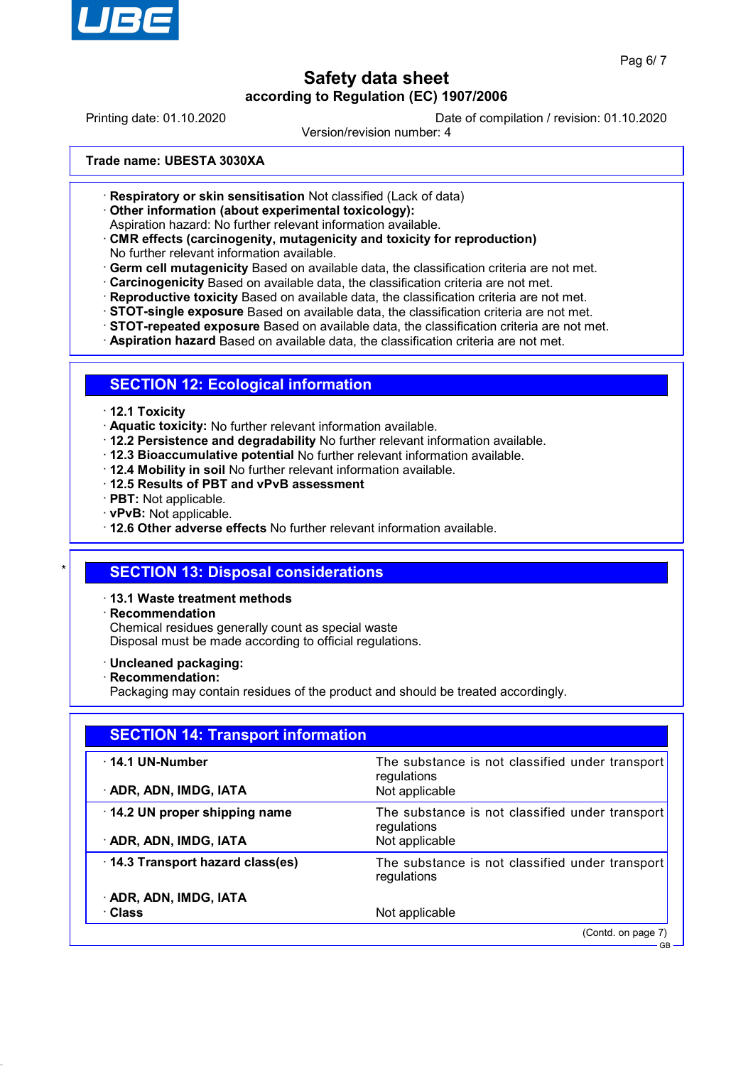Trade name: UBESTA 3030XA

· **Respiratory or skin sensitisation** Not classified (Lack of data)
· **Other information (about experimental toxicology):**
Aspiration hazard: No further relevant information available.
· **CMR effects (carcinogenity, mutagenicity and toxicity for reproduction)**
No further relevant information available.
· **Germ cell mutagenicity** Based on available data, the classification criteria are not met.
· **Carcinogenicity** Based on available data, the classification criteria are not met.
· **Reproductive toxicity** Based on available data, the classification criteria are not met.
· **STOT-single exposure** Based on available data, the classification criteria are not met.
· **STOT-repeated exposure** Based on available data, the classification criteria are not met.
· **Aspiration hazard** Based on available data, the classification criteria are not met.

## SECTION 12: Ecological information

· **12.1 Toxicity**
· **Aquatic toxicity:** No further relevant information available.
· **12.2 Persistence and degradability** No further relevant information available.
· **12.3 Bioaccumulative potential** No further relevant information available.
· **12.4 Mobility in soil** No further relevant information available.
· **12.5 Results of PBT and vPvB assessment**
· **PBT:** Not applicable.
· **vPvB:** Not applicable.
· **12.6 Other adverse effects** No further relevant information available.

## SECTION 13: Disposal considerations

· **13.1 Waste treatment methods**
· **Recommendation**
Chemical residues generally count as special waste
Disposal must be made according to official regulations.

· **Uncleaned packaging:**
· **Recommendation:**
Packaging may contain residues of the product and should be treated accordingly.

## SECTION 14: Transport information

| | |
|---|---|
| · **14.1 UN-Number** | The substance is not classified under transport regulations |
| · **ADR, ADN, IMDG, IATA** | Not applicable |
| · **14.2 UN proper shipping name** | The substance is not classified under transport regulations |
| · **ADR, ADN, IMDG, IATA** | Not applicable |
| · **14.3 Transport hazard class(es)** | The substance is not classified under transport regulations |
| · **ADR, ADN, IMDG, IATA** | |
| · **Class** | Not applicable |

(Contd. on page 7)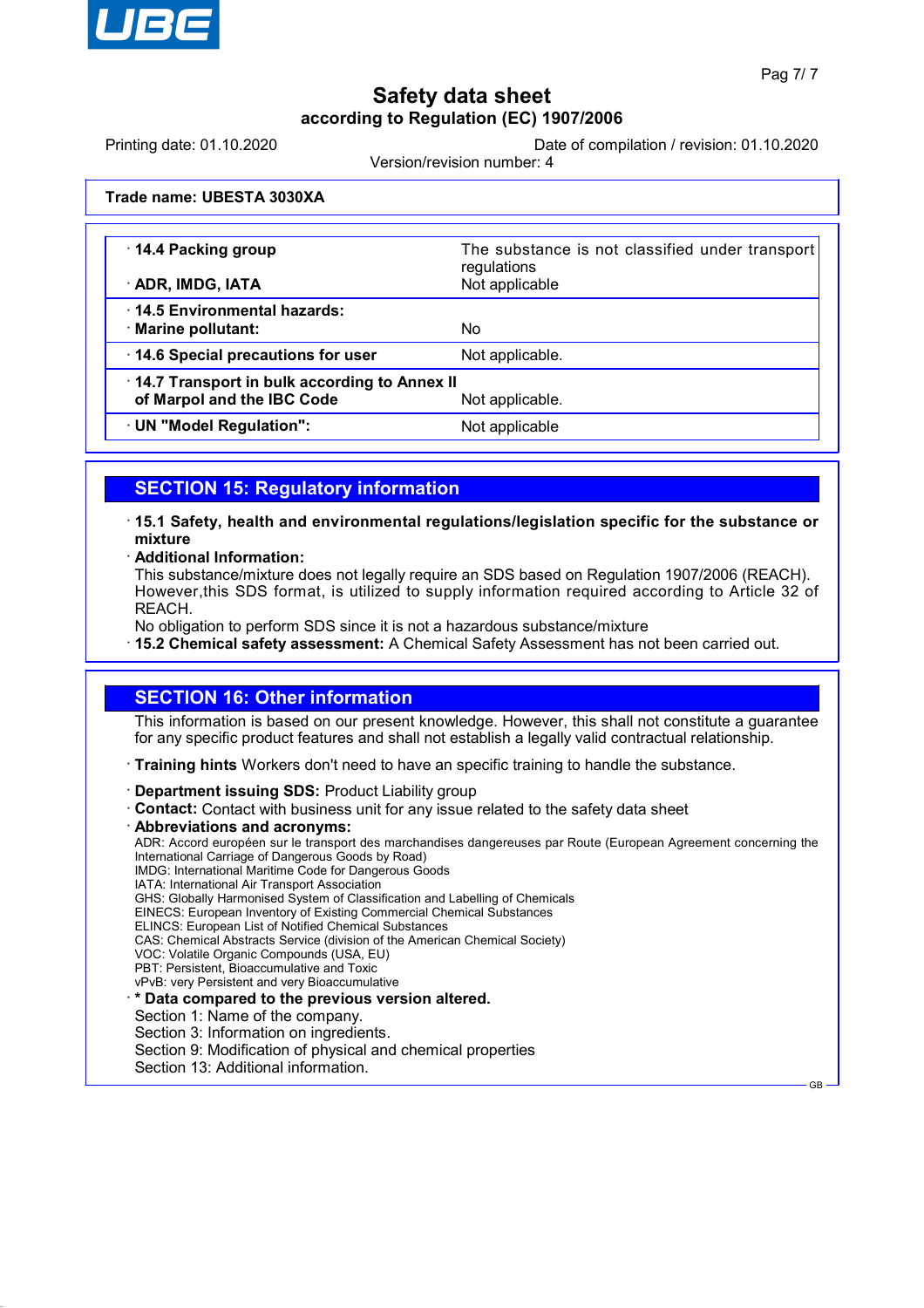# Safety data sheet

**according to Regulation (EC) 1907/2006**

Printing date: 01.10.2020

Date of compilation / revision: 01.10.2020

Version/revision number: 4

**Trade name: UBESTA 3030XA**

| | |
|---|---|
| · **14.4 Packing group** | The substance is not classified under transport regulations |
| · **ADR, IMDG, IATA** | Not applicable |
| · **14.5 Environmental hazards:** | |
| · **Marine pollutant:** | No |
| · **14.6 Special precautions for user** | Not applicable. |
| · **14.7 Transport in bulk according to Annex II of Marpol and the IBC Code** | Not applicable. |
| · **UN "Model Regulation":** | Not applicable |

## SECTION 15: Regulatory information

· **15.1 Safety, health and environmental regulations/legislation specific for the substance or mixture**

· **Additional Information:**

This substance/mixture does not legally require an SDS based on Regulation 1907/2006 (REACH). However,this SDS format, is utilized to supply information required according to Article 32 of REACH.

No obligation to perform SDS since it is not a hazardous substance/mixture

· **15.2 Chemical safety assessment:** A Chemical Safety Assessment has not been carried out.

## SECTION 16: Other information

This information is based on our present knowledge. However, this shall not constitute a guarantee for any specific product features and shall not establish a legally valid contractual relationship.

· **Training hints** Workers don't need to have an specific training to handle the substance.

· **Department issuing SDS:** Product Liability group

· **Contact:** Contact with business unit for any issue related to the safety data sheet

· **Abbreviations and acronyms:**

ADR: Accord européen sur le transport des marchandises dangereuses par Route (European Agreement concerning the International Carriage of Dangerous Goods by Road)
IMDG: International Maritime Code for Dangerous Goods
IATA: International Air Transport Association
GHS: Globally Harmonised System of Classification and Labelling of Chemicals
EINECS: European Inventory of Existing Commercial Chemical Substances
ELINCS: European List of Notified Chemical Substances
CAS: Chemical Abstracts Service (division of the American Chemical Society)
VOC: Volatile Organic Compounds (USA, EU)
PBT: Persistent, Bioaccumulative and Toxic
vPvB: very Persistent and very Bioaccumulative

· **\* Data compared to the previous version altered.**

Section 1: Name of the company.
Section 3: Information on ingredients.
Section 9: Modification of physical and chemical properties
Section 13: Additional information.